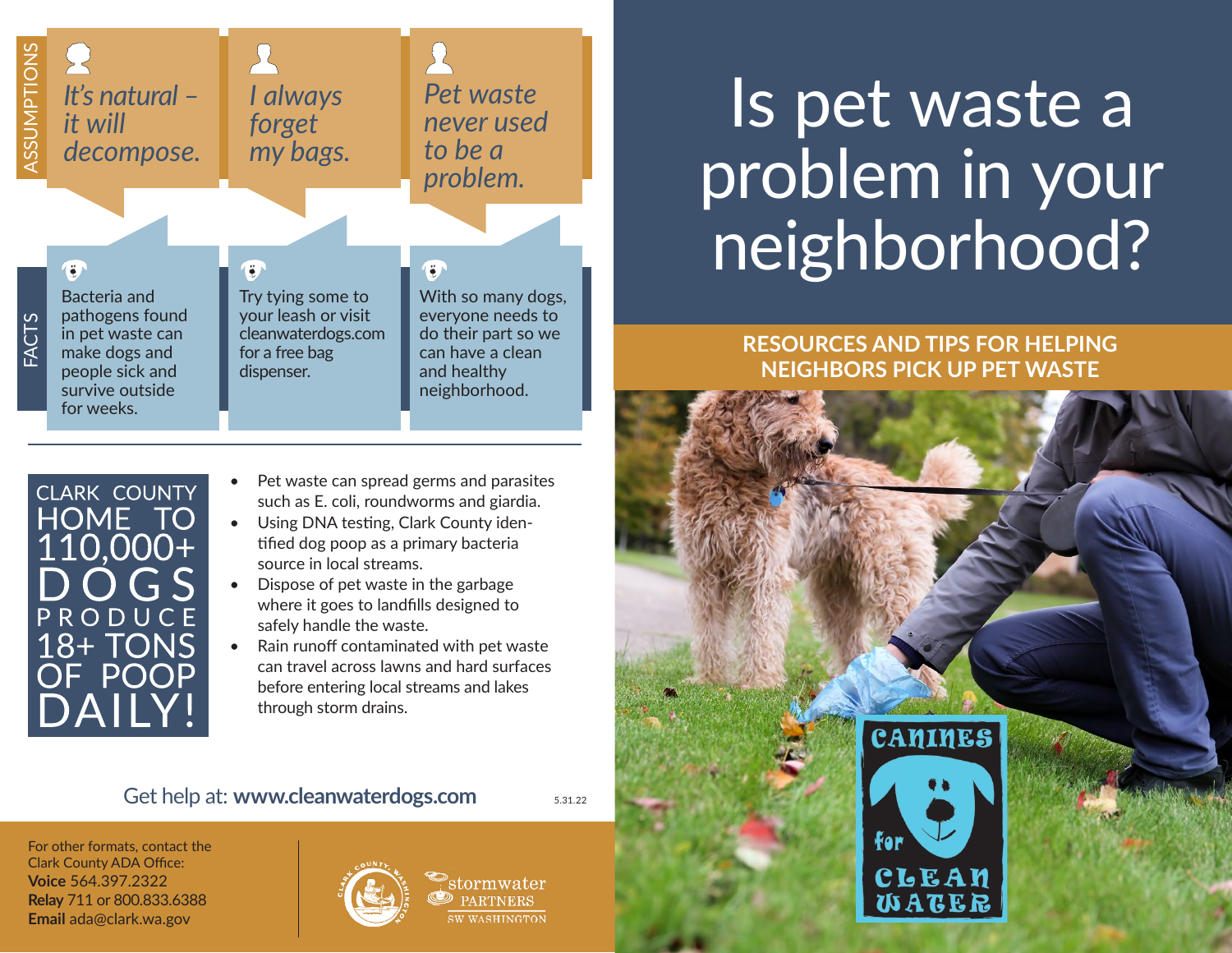# Is pet waste a problem in your neighborhood?

**RESOURCES AND TIPS FOR HELPING NEIGHBORS PICK UP PET WASTE**

## ASSUMPTIONS

*It's natural – it will decompose.*

*I always forget my bags.*

*Pet waste never used to be a problem.*

## FACTS

Bacteria and pathogens found in pet waste can make dogs and people sick and survive outside for weeks.

Try tying some to your leash or visit cleanwaterdogs.com for a free bag dispenser.

With so many dogs, everyone needs to do their part so we can have a clean and healthy neighborhood.

---

CLARK COUNTY HOME TO 110,000+ DOGS PRODUCE 18+ TONS OF POOP DAILY!

- Pet waste can spread germs and parasites such as E. coli, roundworms and giardia.
- Using DNA testing, Clark County identified dog poop as a primary bacteria source in local streams.
- Dispose of pet waste in the garbage where it goes to landfills designed to safely handle the waste.
- Rain runoff contaminated with pet waste can travel across lawns and hard surfaces before entering local streams and lakes through storm drains.

Get help at: **www.cleanwaterdogs.com**

5.31.22

For other formats, contact the Clark County ADA Office:
**Voice** 564.397.2322
**Relay** 711 or 800.833.6388
**Email** ada@clark.wa.gov

Clark County, Washington

stormwater PARTNERS SW WASHINGTON

CANINES for CLEAN WATER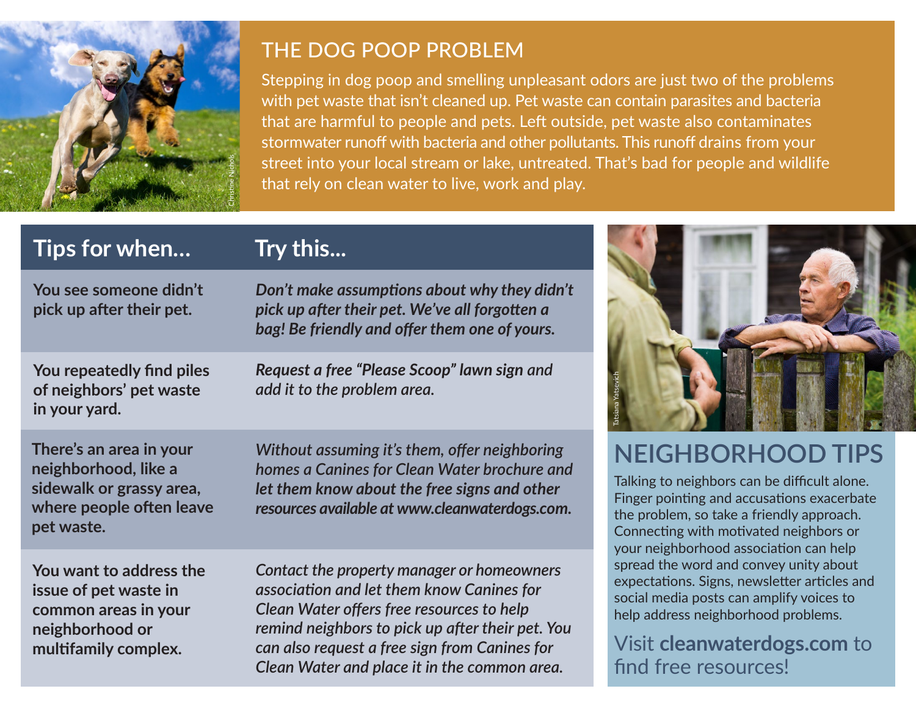## THE DOG POOP PROBLEM

Stepping in dog poop and smelling unpleasant odors are just two of the problems with pet waste that isn't cleaned up. Pet waste can contain parasites and bacteria that are harmful to people and pets. Left outside, pet waste also contaminates stormwater runoff with bacteria and other pollutants. This runoff drains from your street into your local stream or lake, untreated. That's bad for people and wildlife that rely on clean water to live, work and play.

Christine Nichols

| Tips for when... | Try this... |
|---|---|
| **You see someone didn't pick up after their pet.** | *Don't make assumptions about why they didn't pick up after their pet. We've all forgotten a bag! Be friendly and offer them one of yours.* |
| **You repeatedly find piles of neighbors' pet waste in your yard.** | *Request a free "Please Scoop" lawn sign and add it to the problem area.* |
| **There's an area in your neighborhood, like a sidewalk or grassy area, where people often leave pet waste.** | *Without assuming it's them, offer neighboring homes a Canines for Clean Water brochure and let them know about the free signs and other resources available at www.cleanwaterdogs.com.* |
| **You want to address the issue of pet waste in common areas in your neighborhood or multifamily complex.** | *Contact the property manager or homeowners association and let them know Canines for Clean Water offers free resources to help remind neighbors to pick up after their pet. You can also request a free sign from Canines for Clean Water and place it in the common area.* |

Tatsiana Yatsevich

## NEIGHBORHOOD TIPS

Talking to neighbors can be difficult alone. Finger pointing and accusations exacerbate the problem, so take a friendly approach. Connecting with motivated neighbors or your neighborhood association can help spread the word and convey unity about expectations. Signs, newsletter articles and social media posts can amplify voices to help address neighborhood problems.

Visit **cleanwaterdogs.com** to find free resources!